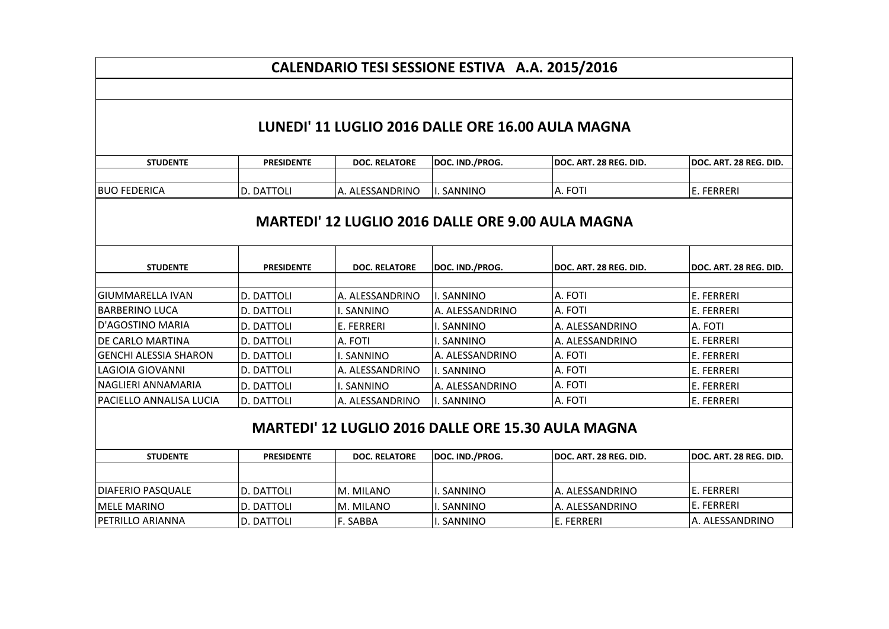# CALENDARIO TESI SESSIONE ESTIVA A.A. 2015/2016

## LUNEDI' 11 LUGLIO 2016 DALLE ORE 16.00 AULA MAGNA

| STUDENTE | PRESIDENTE | DOC. RELATORE | DOC. IND./PROG. | DOC. ART. 28 REG. DID. | DOC. ART. 28 REG. DID. |
|---|---|---|---|---|---|
| BUO FEDERICA | D. DATTOLI | A. ALESSANDRINO | I. SANNINO | A. FOTI | E. FERRERI |

## MARTEDI' 12 LUGLIO 2016 DALLE ORE 9.00 AULA MAGNA

| STUDENTE | PRESIDENTE | DOC. RELATORE | DOC. IND./PROG. | DOC. ART. 28 REG. DID. | DOC. ART. 28 REG. DID. |
|---|---|---|---|---|---|
| GIUMMARELLA IVAN | D. DATTOLI | A. ALESSANDRINO | I. SANNINO | A. FOTI | E. FERRERI |
| BARBERINO LUCA | D. DATTOLI | I. SANNINO | A. ALESSANDRINO | A. FOTI | E. FERRERI |
| D'AGOSTINO MARIA | D. DATTOLI | E. FERRERI | I. SANNINO | A. ALESSANDRINO | A. FOTI |
| DE CARLO MARTINA | D. DATTOLI | A. FOTI | I. SANNINO | A. ALESSANDRINO | E. FERRERI |
| GENCHI ALESSIA SHARON | D. DATTOLI | I. SANNINO | A. ALESSANDRINO | A. FOTI | E. FERRERI |
| LAGIOIA GIOVANNI | D. DATTOLI | A. ALESSANDRINO | I. SANNINO | A. FOTI | E. FERRERI |
| NAGLIERI ANNAMARIA | D. DATTOLI | I. SANNINO | A. ALESSANDRINO | A. FOTI | E. FERRERI |
| PACIELLO ANNALISA LUCIA | D. DATTOLI | A. ALESSANDRINO | I. SANNINO | A. FOTI | E. FERRERI |

## MARTEDI' 12 LUGLIO 2016 DALLE ORE 15.30 AULA MAGNA

| STUDENTE | PRESIDENTE | DOC. RELATORE | DOC. IND./PROG. | DOC. ART. 28 REG. DID. | DOC. ART. 28 REG. DID. |
|---|---|---|---|---|---|
| DIAFERIO PASQUALE | D. DATTOLI | M. MILANO | I. SANNINO | A. ALESSANDRINO | E. FERRERI |
| MELE MARINO | D. DATTOLI | M. MILANO | I. SANNINO | A. ALESSANDRINO | E. FERRERI |
| PETRILLO ARIANNA | D. DATTOLI | F. SABBA | I. SANNINO | E. FERRERI | A. ALESSANDRINO |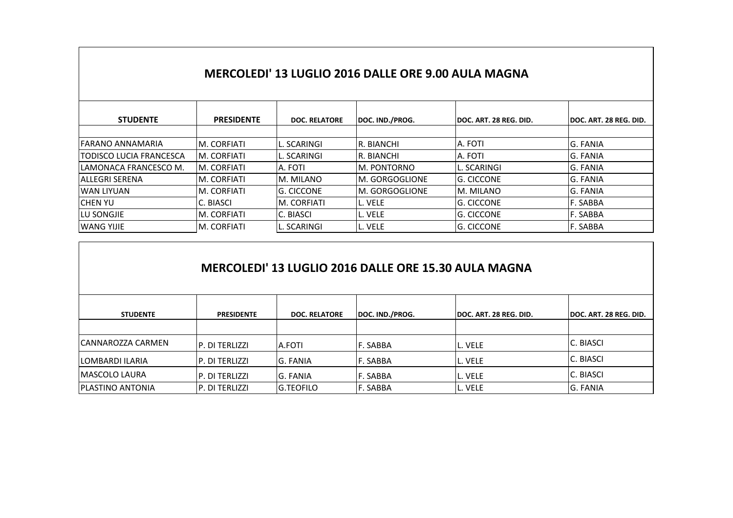## MERCOLEDI' 13 LUGLIO 2016 DALLE ORE 9.00 AULA MAGNA

| STUDENTE | PRESIDENTE | DOC. RELATORE | DOC. IND./PROG. | DOC. ART. 28 REG. DID. | DOC. ART. 28 REG. DID. |
|---|---|---|---|---|---|
| | | | | | |
| FARANO ANNAMARIA | M. CORFIATI | L. SCARINGI | R. BIANCHI | A. FOTI | G. FANIA |
| TODISCO LUCIA FRANCESCA | M. CORFIATI | L. SCARINGI | R. BIANCHI | A. FOTI | G. FANIA |
| LAMONACA FRANCESCO M. | M. CORFIATI | A. FOTI | M. PONTORNO | L. SCARINGI | G. FANIA |
| ALLEGRI SERENA | M. CORFIATI | M. MILANO | M. GORGOGLIONE | G. CICCONE | G. FANIA |
| WAN LIYUAN | M. CORFIATI | G. CICCONE | M. GORGOGLIONE | M. MILANO | G. FANIA |
| CHEN YU | C. BIASCI | M. CORFIATI | L. VELE | G. CICCONE | F. SABBA |
| LU SONGJIE | M. CORFIATI | C. BIASCI | L. VELE | G. CICCONE | F. SABBA |
| WANG YIJIE | M. CORFIATI | L. SCARINGI | L. VELE | G. CICCONE | F. SABBA |

## MERCOLEDI' 13 LUGLIO 2016 DALLE ORE 15.30 AULA MAGNA

| STUDENTE | PRESIDENTE | DOC. RELATORE | DOC. IND./PROG. | DOC. ART. 28 REG. DID. | DOC. ART. 28 REG. DID. |
|---|---|---|---|---|---|
| | | | | | |
| CANNAROZZA CARMEN | P. DI TERLIZZI | A.FOTI | F. SABBA | L. VELE | C. BIASCI |
| LOMBARDI ILARIA | P. DI TERLIZZI | G. FANIA | F. SABBA | L. VELE | C. BIASCI |
| MASCOLO LAURA | P. DI TERLIZZI | G. FANIA | F. SABBA | L. VELE | C. BIASCI |
| PLASTINO ANTONIA | P. DI TERLIZZI | G.TEOFILO | F. SABBA | L. VELE | G. FANIA |